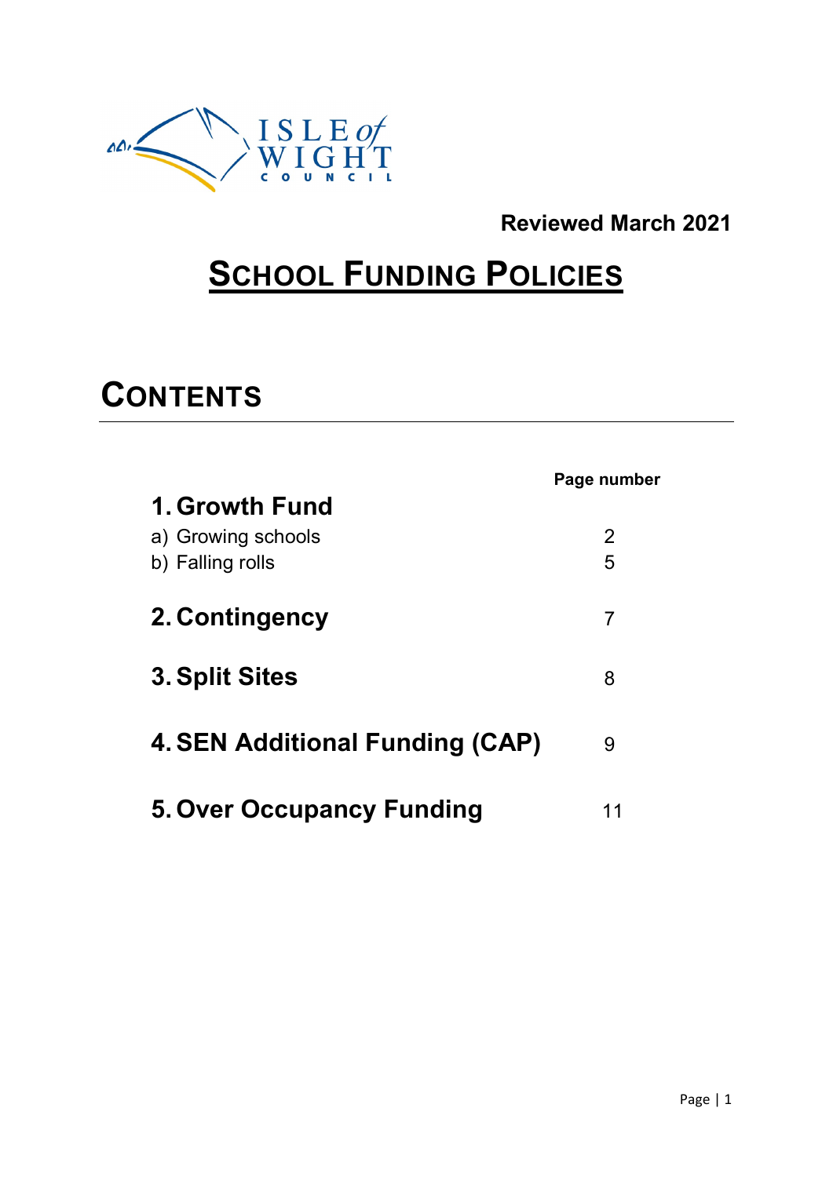Reviewed March 2021

# SCHOOL FUNDING POLICIES

## CONTENTS

| | Page number |
|---|---|
| **1. Growth Fund** | |
| a) Growing schools | 2 |
| b) Falling rolls | 5 |
| **2. Contingency** | 7 |
| **3. Split Sites** | 8 |
| **4. SEN Additional Funding (CAP)** | 9 |
| **5. Over Occupancy Funding** | 11 |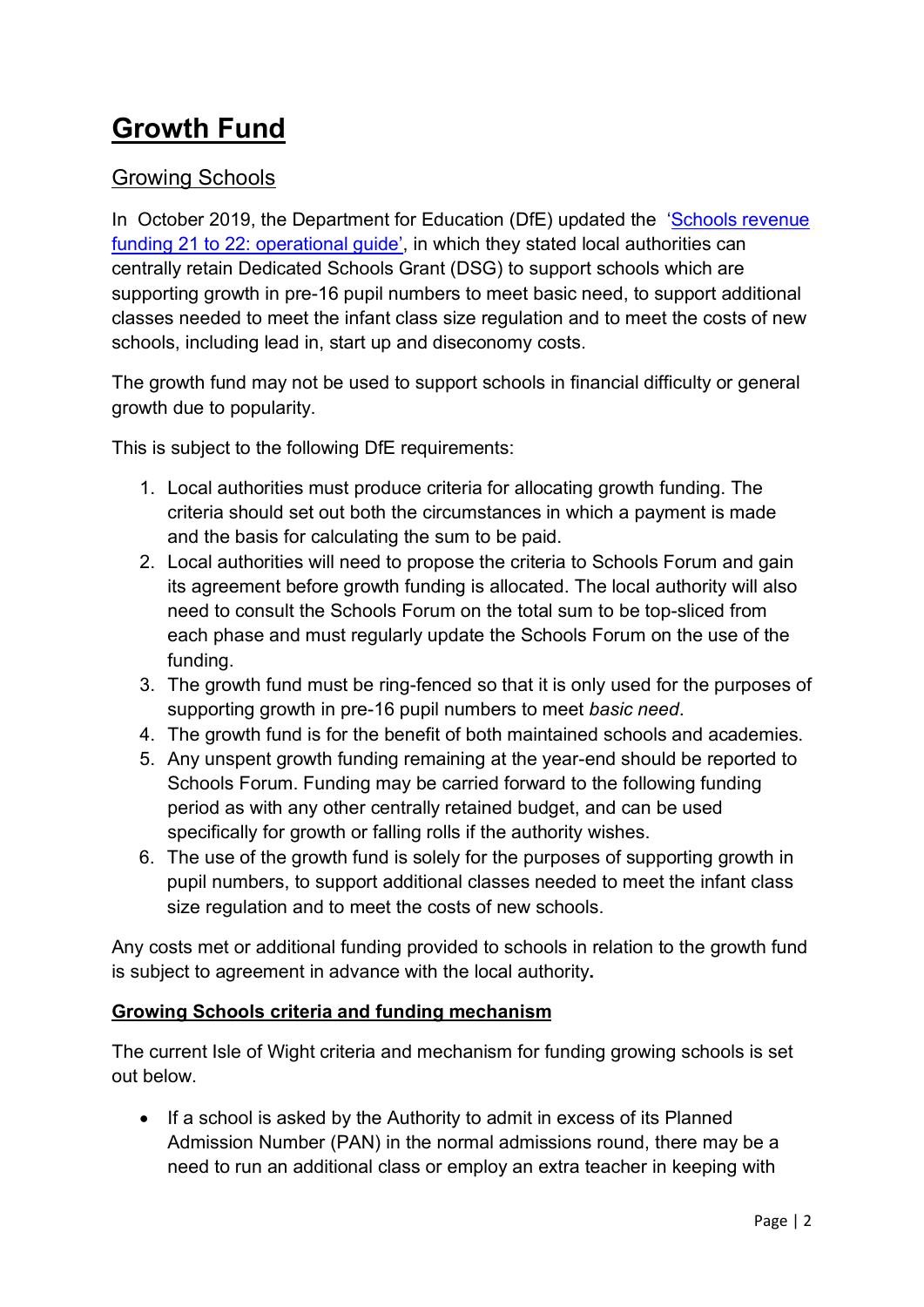# Growth Fund

## Growing Schools

In October 2019, the Department for Education (DfE) updated the ['Schools revenue funding 21 to 22: operational guide'](), in which they stated local authorities can centrally retain Dedicated Schools Grant (DSG) to support schools which are supporting growth in pre-16 pupil numbers to meet basic need, to support additional classes needed to meet the infant class size regulation and to meet the costs of new schools, including lead in, start up and diseconomy costs.

The growth fund may not be used to support schools in financial difficulty or general growth due to popularity.

This is subject to the following DfE requirements:

1. Local authorities must produce criteria for allocating growth funding. The criteria should set out both the circumstances in which a payment is made and the basis for calculating the sum to be paid.
2. Local authorities will need to propose the criteria to Schools Forum and gain its agreement before growth funding is allocated. The local authority will also need to consult the Schools Forum on the total sum to be top-sliced from each phase and must regularly update the Schools Forum on the use of the funding.
3. The growth fund must be ring-fenced so that it is only used for the purposes of supporting growth in pre-16 pupil numbers to meet *basic need*.
4. The growth fund is for the benefit of both maintained schools and academies.
5. Any unspent growth funding remaining at the year-end should be reported to Schools Forum. Funding may be carried forward to the following funding period as with any other centrally retained budget, and can be used specifically for growth or falling rolls if the authority wishes.
6. The use of the growth fund is solely for the purposes of supporting growth in pupil numbers, to support additional classes needed to meet the infant class size regulation and to meet the costs of new schools.

Any costs met or additional funding provided to schools in relation to the growth fund is subject to agreement in advance with the local authority.

**Growing Schools criteria and funding mechanism**

The current Isle of Wight criteria and mechanism for funding growing schools is set out below.

- If a school is asked by the Authority to admit in excess of its Planned Admission Number (PAN) in the normal admissions round, there may be a need to run an additional class or employ an extra teacher in keeping with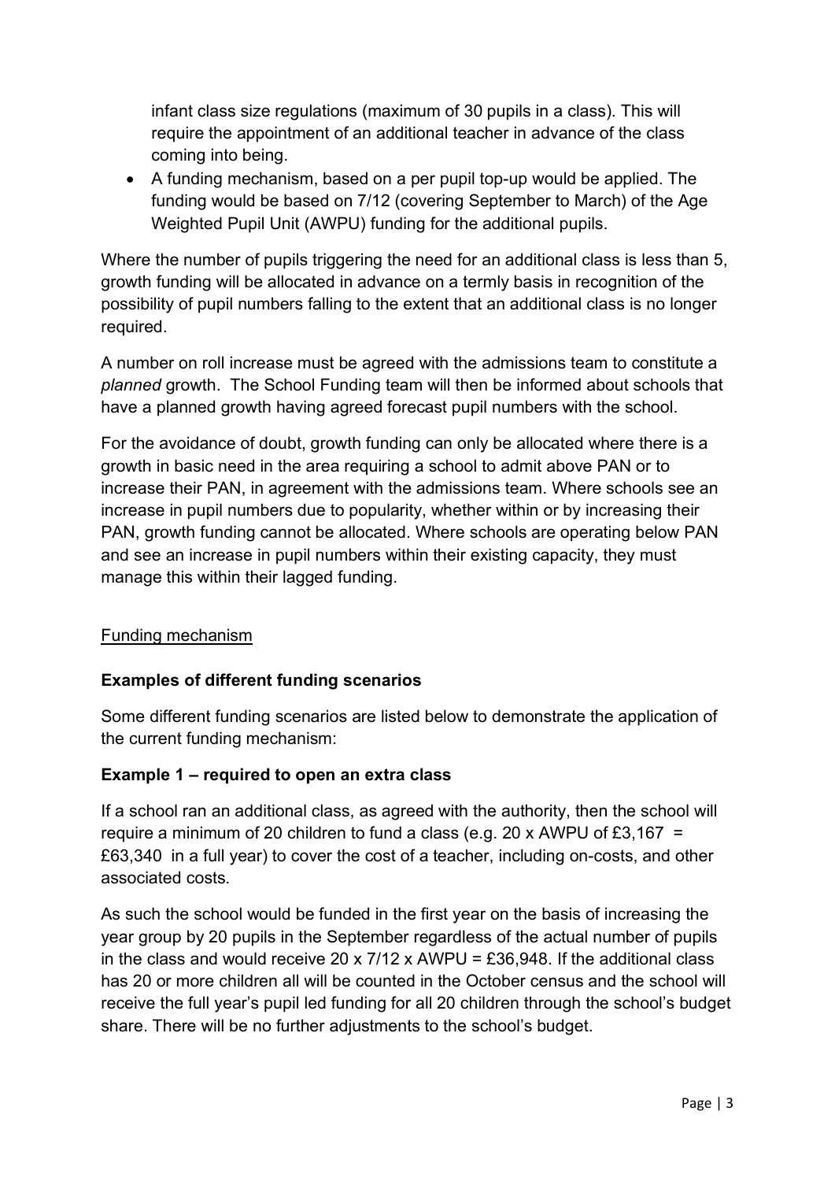infant class size regulations (maximum of 30 pupils in a class). This will require the appointment of an additional teacher in advance of the class coming into being.

- A funding mechanism, based on a per pupil top-up would be applied. The funding would be based on 7/12 (covering September to March) of the Age Weighted Pupil Unit (AWPU) funding for the additional pupils.

Where the number of pupils triggering the need for an additional class is less than 5, growth funding will be allocated in advance on a termly basis in recognition of the possibility of pupil numbers falling to the extent that an additional class is no longer required.

A number on roll increase must be agreed with the admissions team to constitute a *planned* growth. The School Funding team will then be informed about schools that have a planned growth having agreed forecast pupil numbers with the school.

For the avoidance of doubt, growth funding can only be allocated where there is a growth in basic need in the area requiring a school to admit above PAN or to increase their PAN, in agreement with the admissions team. Where schools see an increase in pupil numbers due to popularity, whether within or by increasing their PAN, growth funding cannot be allocated. Where schools are operating below PAN and see an increase in pupil numbers within their existing capacity, they must manage this within their lagged funding.

<u>Funding mechanism</u>

**Examples of different funding scenarios**

Some different funding scenarios are listed below to demonstrate the application of the current funding mechanism:

**Example 1 – required to open an extra class**

If a school ran an additional class, as agreed with the authority, then the school will require a minimum of 20 children to fund a class (e.g. 20 x AWPU of £3,167 = £63,340 in a full year) to cover the cost of a teacher, including on-costs, and other associated costs.

As such the school would be funded in the first year on the basis of increasing the year group by 20 pupils in the September regardless of the actual number of pupils in the class and would receive 20 x 7/12 x AWPU = £36,948. If the additional class has 20 or more children all will be counted in the October census and the school will receive the full year's pupil led funding for all 20 children through the school's budget share. There will be no further adjustments to the school's budget.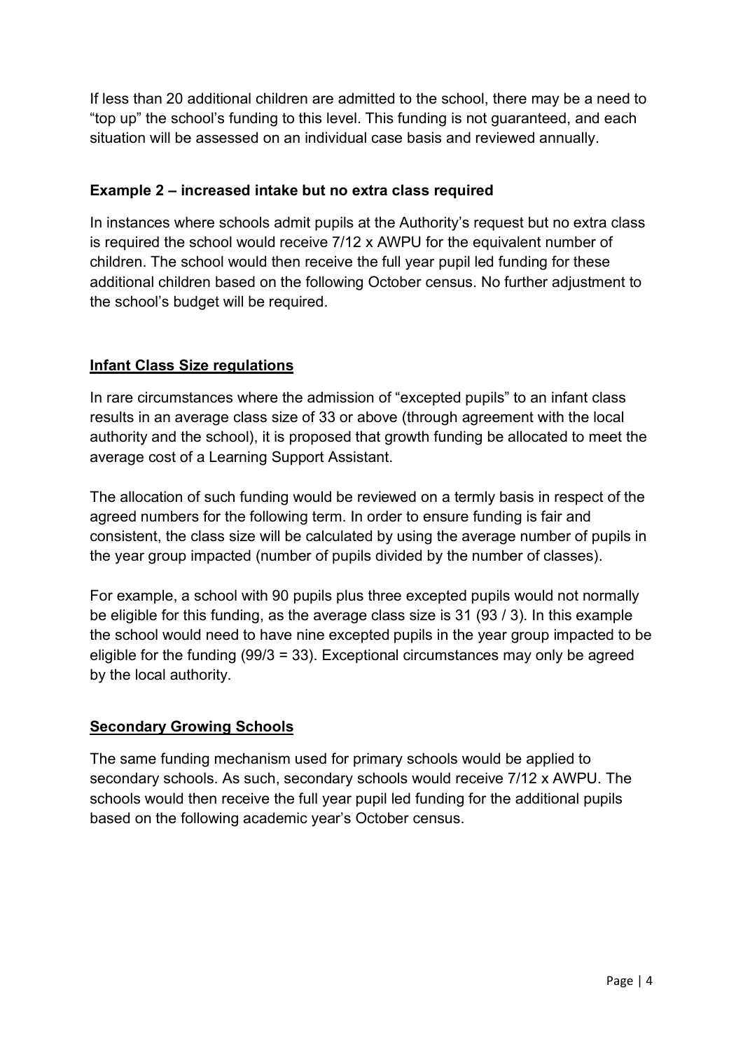If less than 20 additional children are admitted to the school, there may be a need to "top up" the school's funding to this level. This funding is not guaranteed, and each situation will be assessed on an individual case basis and reviewed annually.

**Example 2 – increased intake but no extra class required**

In instances where schools admit pupils at the Authority's request but no extra class is required the school would receive 7/12 x AWPU for the equivalent number of children. The school would then receive the full year pupil led funding for these additional children based on the following October census. No further adjustment to the school's budget will be required.

## Infant Class Size regulations

In rare circumstances where the admission of "excepted pupils" to an infant class results in an average class size of 33 or above (through agreement with the local authority and the school), it is proposed that growth funding be allocated to meet the average cost of a Learning Support Assistant.

The allocation of such funding would be reviewed on a termly basis in respect of the agreed numbers for the following term. In order to ensure funding is fair and consistent, the class size will be calculated by using the average number of pupils in the year group impacted (number of pupils divided by the number of classes).

For example, a school with 90 pupils plus three excepted pupils would not normally be eligible for this funding, as the average class size is 31 (93 / 3). In this example the school would need to have nine excepted pupils in the year group impacted to be eligible for the funding (99/3 = 33). Exceptional circumstances may only be agreed by the local authority.

## Secondary Growing Schools

The same funding mechanism used for primary schools would be applied to secondary schools. As such, secondary schools would receive 7/12 x AWPU. The schools would then receive the full year pupil led funding for the additional pupils based on the following academic year's October census.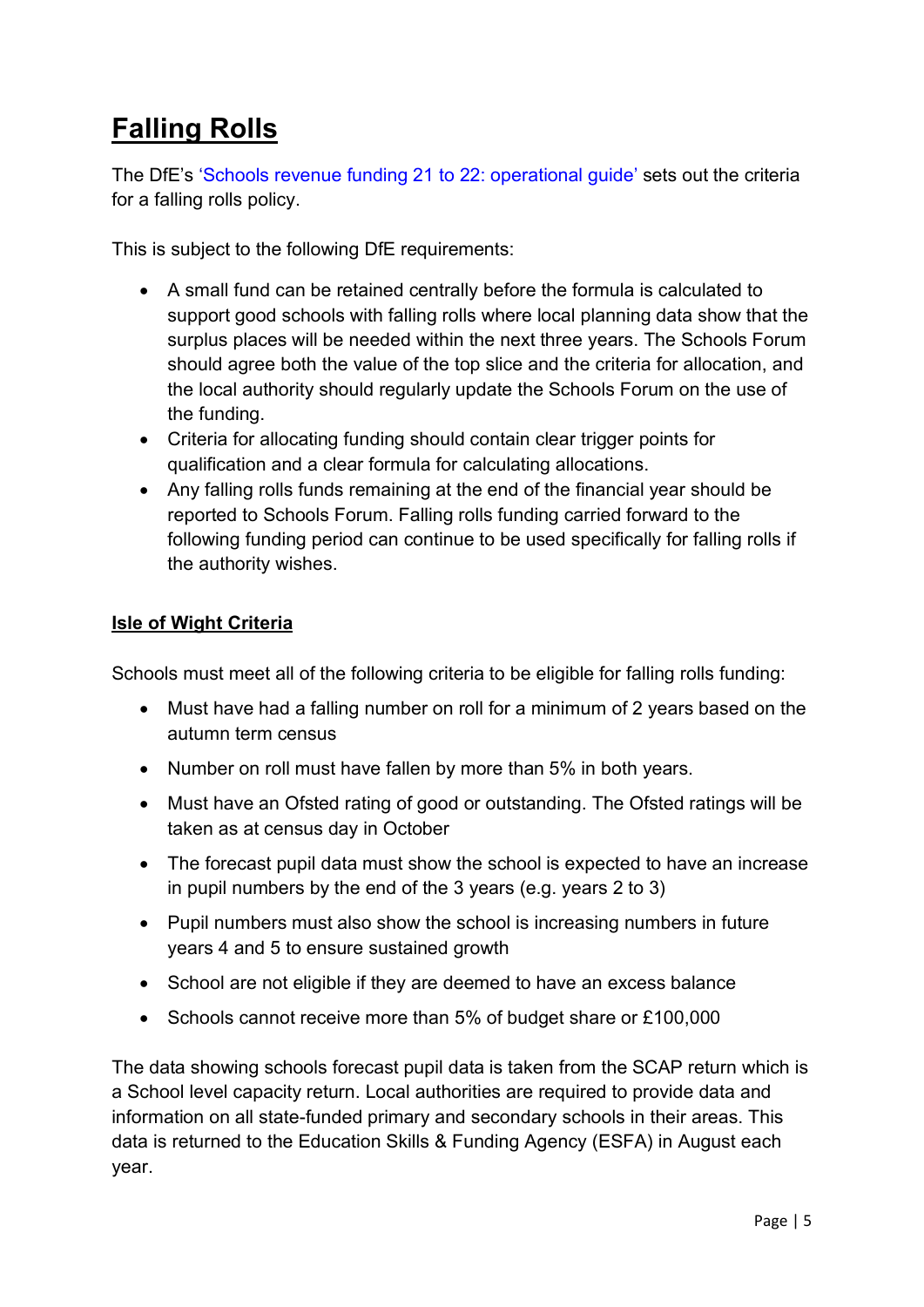# Falling Rolls

The DfE's 'Schools revenue funding 21 to 22: operational guide' sets out the criteria for a falling rolls policy.

This is subject to the following DfE requirements:

- A small fund can be retained centrally before the formula is calculated to support good schools with falling rolls where local planning data show that the surplus places will be needed within the next three years. The Schools Forum should agree both the value of the top slice and the criteria for allocation, and the local authority should regularly update the Schools Forum on the use of the funding.
- Criteria for allocating funding should contain clear trigger points for qualification and a clear formula for calculating allocations.
- Any falling rolls funds remaining at the end of the financial year should be reported to Schools Forum. Falling rolls funding carried forward to the following funding period can continue to be used specifically for falling rolls if the authority wishes.

## Isle of Wight Criteria

Schools must meet all of the following criteria to be eligible for falling rolls funding:

- Must have had a falling number on roll for a minimum of 2 years based on the autumn term census
- Number on roll must have fallen by more than 5% in both years.
- Must have an Ofsted rating of good or outstanding. The Ofsted ratings will be taken as at census day in October
- The forecast pupil data must show the school is expected to have an increase in pupil numbers by the end of the 3 years (e.g. years 2 to 3)
- Pupil numbers must also show the school is increasing numbers in future years 4 and 5 to ensure sustained growth
- School are not eligible if they are deemed to have an excess balance
- Schools cannot receive more than 5% of budget share or £100,000

The data showing schools forecast pupil data is taken from the SCAP return which is a School level capacity return. Local authorities are required to provide data and information on all state-funded primary and secondary schools in their areas. This data is returned to the Education Skills & Funding Agency (ESFA) in August each year.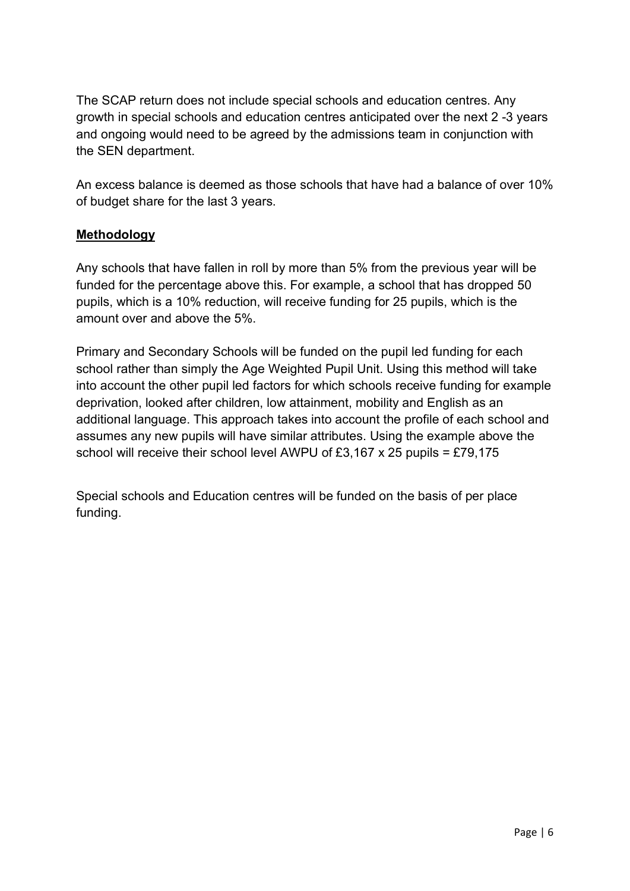The SCAP return does not include special schools and education centres. Any growth in special schools and education centres anticipated over the next 2 -3 years and ongoing would need to be agreed by the admissions team in conjunction with the SEN department.

An excess balance is deemed as those schools that have had a balance of over 10% of budget share for the last 3 years.

## Methodology

Any schools that have fallen in roll by more than 5% from the previous year will be funded for the percentage above this. For example, a school that has dropped 50 pupils, which is a 10% reduction, will receive funding for 25 pupils, which is the amount over and above the 5%.

Primary and Secondary Schools will be funded on the pupil led funding for each school rather than simply the Age Weighted Pupil Unit. Using this method will take into account the other pupil led factors for which schools receive funding for example deprivation, looked after children, low attainment, mobility and English as an additional language. This approach takes into account the profile of each school and assumes any new pupils will have similar attributes. Using the example above the school will receive their school level AWPU of £3,167 x 25 pupils = £79,175

Special schools and Education centres will be funded on the basis of per place funding.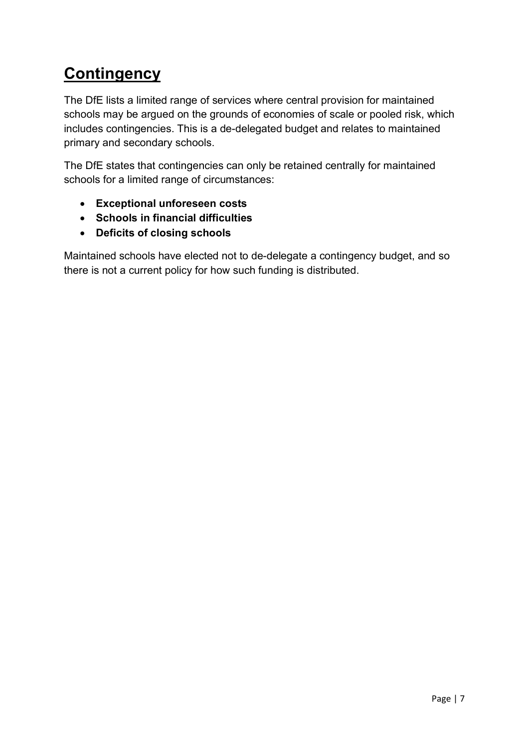# Contingency

The DfE lists a limited range of services where central provision for maintained schools may be argued on the grounds of economies of scale or pooled risk, which includes contingencies. This is a de-delegated budget and relates to maintained primary and secondary schools.

The DfE states that contingencies can only be retained centrally for maintained schools for a limited range of circumstances:

- **Exceptional unforeseen costs**
- **Schools in financial difficulties**
- **Deficits of closing schools**

Maintained schools have elected not to de-delegate a contingency budget, and so there is not a current policy for how such funding is distributed.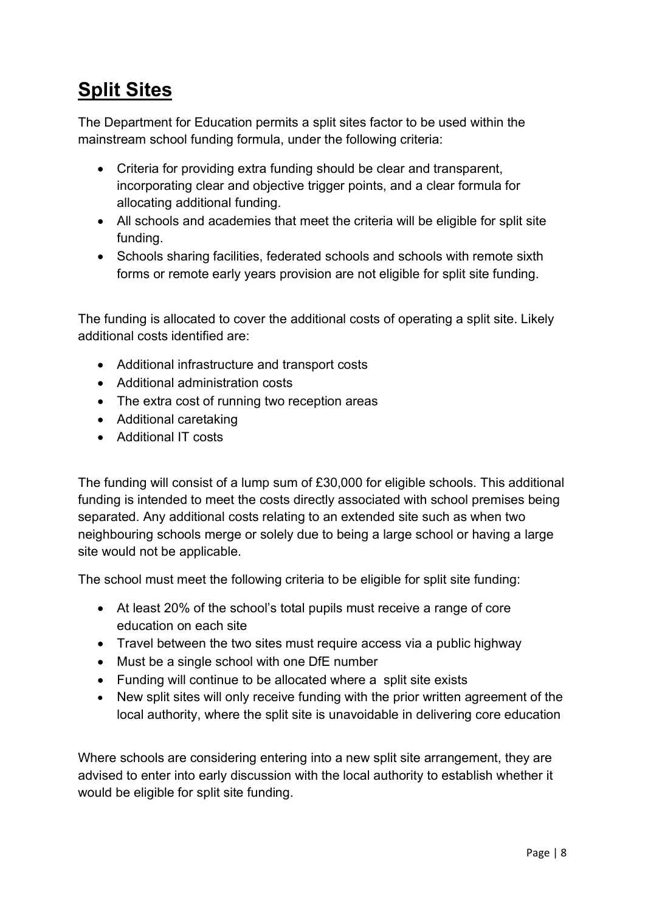# Split Sites

The Department for Education permits a split sites factor to be used within the mainstream school funding formula, under the following criteria:

- Criteria for providing extra funding should be clear and transparent, incorporating clear and objective trigger points, and a clear formula for allocating additional funding.
- All schools and academies that meet the criteria will be eligible for split site funding.
- Schools sharing facilities, federated schools and schools with remote sixth forms or remote early years provision are not eligible for split site funding.

The funding is allocated to cover the additional costs of operating a split site. Likely additional costs identified are:

- Additional infrastructure and transport costs
- Additional administration costs
- The extra cost of running two reception areas
- Additional caretaking
- Additional IT costs

The funding will consist of a lump sum of £30,000 for eligible schools. This additional funding is intended to meet the costs directly associated with school premises being separated. Any additional costs relating to an extended site such as when two neighbouring schools merge or solely due to being a large school or having a large site would not be applicable.

The school must meet the following criteria to be eligible for split site funding:

- At least 20% of the school's total pupils must receive a range of core education on each site
- Travel between the two sites must require access via a public highway
- Must be a single school with one DfE number
- Funding will continue to be allocated where a split site exists
- New split sites will only receive funding with the prior written agreement of the local authority, where the split site is unavoidable in delivering core education

Where schools are considering entering into a new split site arrangement, they are advised to enter into early discussion with the local authority to establish whether it would be eligible for split site funding.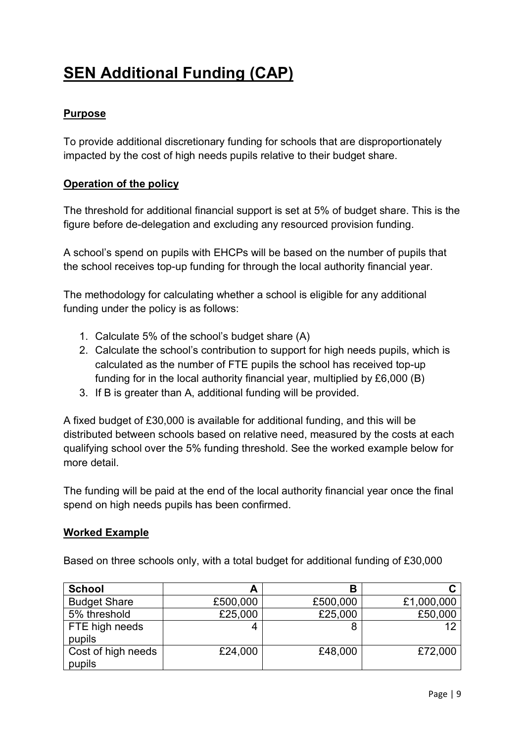# SEN Additional Funding (CAP)

## Purpose

To provide additional discretionary funding for schools that are disproportionately impacted by the cost of high needs pupils relative to their budget share.

## Operation of the policy

The threshold for additional financial support is set at 5% of budget share. This is the figure before de-delegation and excluding any resourced provision funding.

A school's spend on pupils with EHCPs will be based on the number of pupils that the school receives top-up funding for through the local authority financial year.

The methodology for calculating whether a school is eligible for any additional funding under the policy is as follows:

1. Calculate 5% of the school's budget share (A)
2. Calculate the school's contribution to support for high needs pupils, which is calculated as the number of FTE pupils the school has received top-up funding for in the local authority financial year, multiplied by £6,000 (B)
3. If B is greater than A, additional funding will be provided.

A fixed budget of £30,000 is available for additional funding, and this will be distributed between schools based on relative need, measured by the costs at each qualifying school over the 5% funding threshold. See the worked example below for more detail.

The funding will be paid at the end of the local authority financial year once the final spend on high needs pupils has been confirmed.

## Worked Example

Based on three schools only, with a total budget for additional funding of £30,000

| School | A | B | C |
|---|---:|---:|---:|
| Budget Share | £500,000 | £500,000 | £1,000,000 |
| 5% threshold | £25,000 | £25,000 | £50,000 |
| FTE high needs pupils | 4 | 8 | 12 |
| Cost of high needs pupils | £24,000 | £48,000 | £72,000 |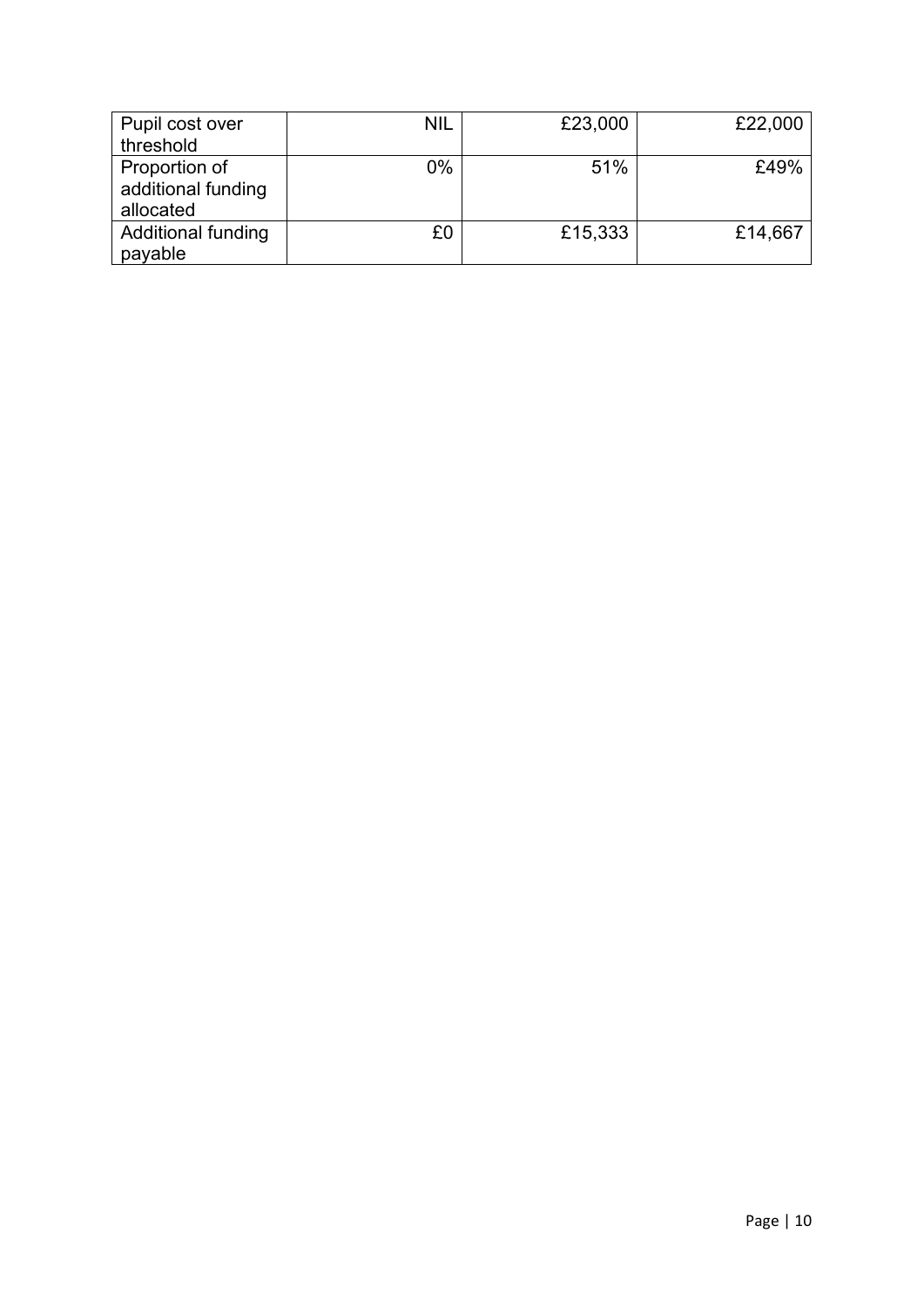| | | | |
|---|---|---|---|
| Pupil cost over threshold | NIL | £23,000 | £22,000 |
| Proportion of additional funding allocated | 0% | 51% | £49% |
| Additional funding payable | £0 | £15,333 | £14,667 |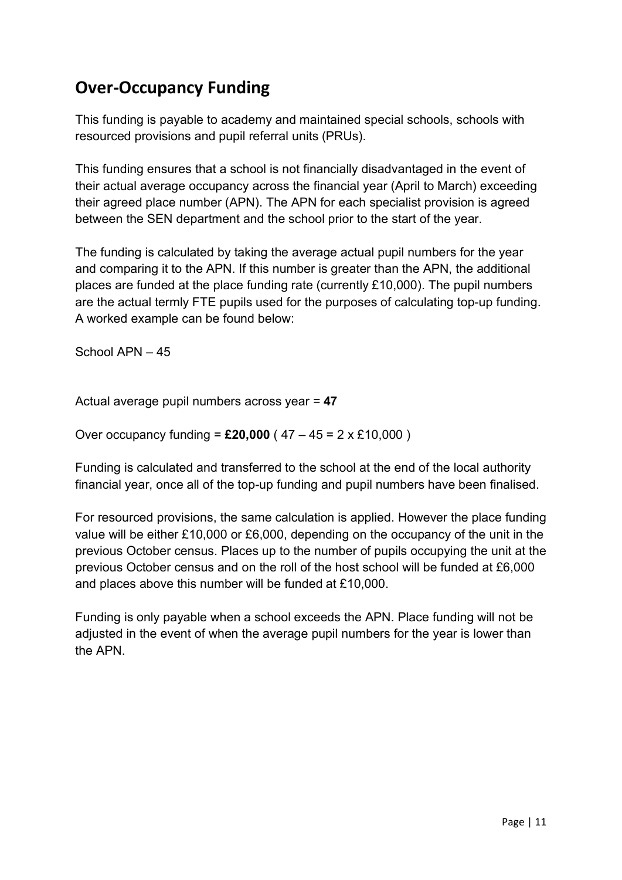## Over-Occupancy Funding

This funding is payable to academy and maintained special schools, schools with resourced provisions and pupil referral units (PRUs).

This funding ensures that a school is not financially disadvantaged in the event of their actual average occupancy across the financial year (April to March) exceeding their agreed place number (APN). The APN for each specialist provision is agreed between the SEN department and the school prior to the start of the year.

The funding is calculated by taking the average actual pupil numbers for the year and comparing it to the APN. If this number is greater than the APN, the additional places are funded at the place funding rate (currently £10,000). The pupil numbers are the actual termly FTE pupils used for the purposes of calculating top-up funding. A worked example can be found below:

School APN – 45

Actual average pupil numbers across year = **47**

Over occupancy funding = **£20,000** ( 47 – 45 = 2 x £10,000 )

Funding is calculated and transferred to the school at the end of the local authority financial year, once all of the top-up funding and pupil numbers have been finalised.

For resourced provisions, the same calculation is applied. However the place funding value will be either £10,000 or £6,000, depending on the occupancy of the unit in the previous October census. Places up to the number of pupils occupying the unit at the previous October census and on the roll of the host school will be funded at £6,000 and places above this number will be funded at £10,000.

Funding is only payable when a school exceeds the APN. Place funding will not be adjusted in the event of when the average pupil numbers for the year is lower than the APN.